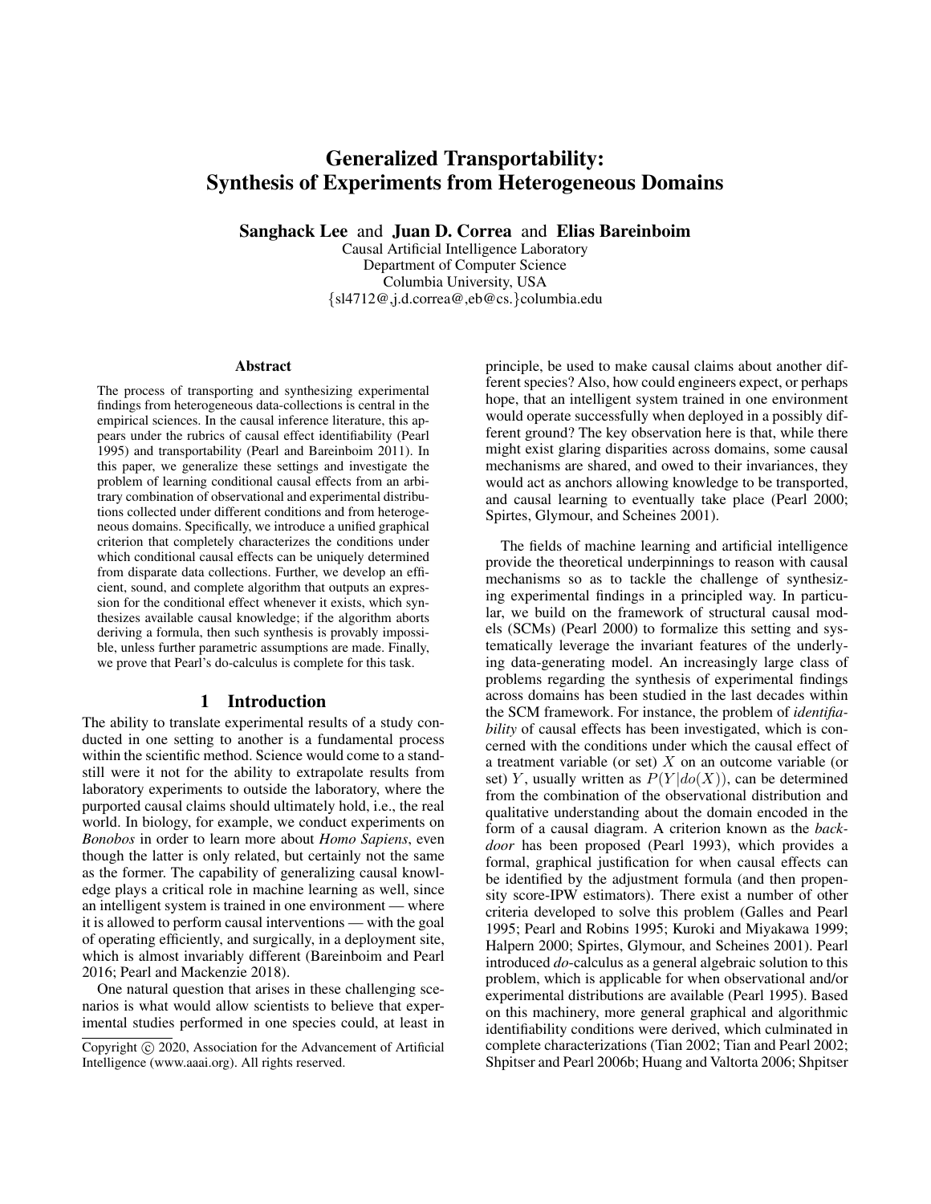# Generalized Transportability: Synthesis of Experiments from Heterogeneous Domains

**Sanghack Lee** and **Juan D. Correa** and **Elias Bareinboim**

Causal Artificial Intelligence Laboratory
Department of Computer Science
Columbia University, USA
{sl4712@,j.d.correa@,eb@cs.}columbia.edu

### Abstract

The process of transporting and synthesizing experimental findings from heterogeneous data-collections is central in the empirical sciences. In the causal inference literature, this appears under the rubrics of causal effect identifiability (Pearl 1995) and transportability (Pearl and Bareinboim 2011). In this paper, we generalize these settings and investigate the problem of learning conditional causal effects from an arbitrary combination of observational and experimental distributions collected under different conditions and from heterogeneous domains. Specifically, we introduce a unified graphical criterion that completely characterizes the conditions under which conditional causal effects can be uniquely determined from disparate data collections. Further, we develop an efficient, sound, and complete algorithm that outputs an expression for the conditional effect whenever it exists, which synthesizes available causal knowledge; if the algorithm aborts deriving a formula, then such synthesis is provably impossible, unless further parametric assumptions are made. Finally, we prove that Pearl's do-calculus is complete for this task.

## 1 Introduction

The ability to translate experimental results of a study conducted in one setting to another is a fundamental process within the scientific method. Science would come to a standstill were it not for the ability to extrapolate results from laboratory experiments to outside the laboratory, where the purported causal claims should ultimately hold, i.e., the real world. In biology, for example, we conduct experiments on *Bonobos* in order to learn more about *Homo Sapiens*, even though the latter is only related, but certainly not the same as the former. The capability of generalizing causal knowledge plays a critical role in machine learning as well, since an intelligent system is trained in one environment — where it is allowed to perform causal interventions — with the goal of operating efficiently, and surgically, in a deployment site, which is almost invariably different (Bareinboim and Pearl 2016; Pearl and Mackenzie 2018).

One natural question that arises in these challenging scenarios is what would allow scientists to believe that experimental studies performed in one species could, at least in principle, be used to make causal claims about another different species? Also, how could engineers expect, or perhaps hope, that an intelligent system trained in one environment would operate successfully when deployed in a possibly different ground? The key observation here is that, while there might exist glaring disparities across domains, some causal mechanisms are shared, and owed to their invariances, they would act as anchors allowing knowledge to be transported, and causal learning to eventually take place (Pearl 2000; Spirtes, Glymour, and Scheines 2001).

The fields of machine learning and artificial intelligence provide the theoretical underpinnings to reason with causal mechanisms so as to tackle the challenge of synthesizing experimental findings in a principled way. In particular, we build on the framework of structural causal models (SCMs) (Pearl 2000) to formalize this setting and systematically leverage the invariant features of the underlying data-generating model. An increasingly large class of problems regarding the synthesis of experimental findings across domains has been studied in the last decades within the SCM framework. For instance, the problem of *identifiability* of causal effects has been investigated, which is concerned with the conditions under which the causal effect of a treatment variable (or set) $X$ on an outcome variable (or set) $Y$, usually written as $P(Y|do(X))$, can be determined from the combination of the observational distribution and qualitative understanding about the domain encoded in the form of a causal diagram. A criterion known as the *backdoor* has been proposed (Pearl 1993), which provides a formal, graphical justification for when causal effects can be identified by the adjustment formula (and then propensity score-IPW estimators). There exist a number of other criteria developed to solve this problem (Galles and Pearl 1995; Pearl and Robins 1995; Kuroki and Miyakawa 1999; Halpern 2000; Spirtes, Glymour, and Scheines 2001). Pearl introduced *do*-calculus as a general algebraic solution to this problem, which is applicable for when observational and/or experimental distributions are available (Pearl 1995). Based on this machinery, more general graphical and algorithmic identifiability conditions were derived, which culminated in complete characterizations (Tian 2002; Tian and Pearl 2002; Shpitser and Pearl 2006b; Huang and Valtorta 2006; Shpitser

Copyright © 2020, Association for the Advancement of Artificial Intelligence (www.aaai.org). All rights reserved.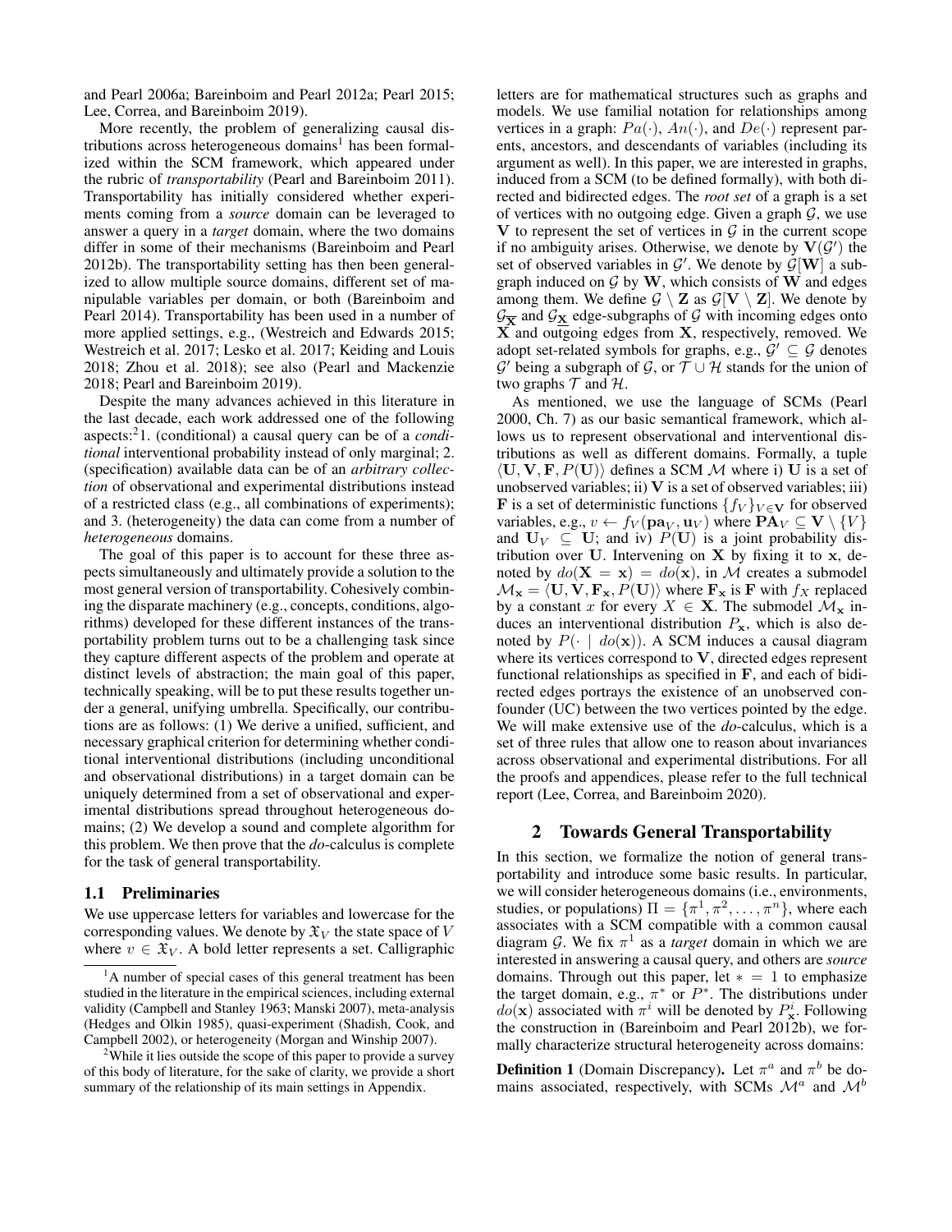and Pearl 2006a; Bareinboim and Pearl 2012a; Pearl 2015; Lee, Correa, and Bareinboim 2019).

More recently, the problem of generalizing causal distributions across heterogeneous domains[1] has been formalized within the SCM framework, which appeared under the rubric of *transportability* (Pearl and Bareinboim 2011). Transportability has initially considered whether experiments coming from a *source* domain can be leveraged to answer a query in a *target* domain, where the two domains differ in some of their mechanisms (Bareinboim and Pearl 2012b). The transportability setting has then been generalized to allow multiple source domains, different set of manipulable variables per domain, or both (Bareinboim and Pearl 2014). Transportability has been used in a number of more applied settings, e.g., (Westreich and Edwards 2015; Westreich et al. 2017; Lesko et al. 2017; Keiding and Louis 2018; Zhou et al. 2018); see also (Pearl and Mackenzie 2018; Pearl and Bareinboim 2019).

Despite the many advances achieved in this literature in the last decade, each work addressed one of the following aspects:[2]1. (conditional) a causal query can be of a *conditional* interventional probability instead of only marginal; 2. (specification) available data can be of an *arbitrary collection* of observational and experimental distributions instead of a restricted class (e.g., all combinations of experiments); and 3. (heterogeneity) the data can come from a number of *heterogeneous* domains.

The goal of this paper is to account for these three aspects simultaneously and ultimately provide a solution to the most general version of transportability. Cohesively combining the disparate machinery (e.g., concepts, conditions, algorithms) developed for these different instances of the transportability problem turns out to be a challenging task since they capture different aspects of the problem and operate at distinct levels of abstraction; the main goal of this paper, technically speaking, will be to put these results together under a general, unifying umbrella. Specifically, our contributions are as follows: (1) We derive a unified, sufficient, and necessary graphical criterion for determining whether conditional interventional distributions (including unconditional and observational distributions) in a target domain can be uniquely determined from a set of observational and experimental distributions spread throughout heterogeneous domains; (2) We develop a sound and complete algorithm for this problem. We then prove that the *do*-calculus is complete for the task of general transportability.

### 1.1 Preliminaries

We use uppercase letters for variables and lowercase for the corresponding values. We denote by $\mathfrak{X}_V$ the state space of $V$ where $v \in \mathfrak{X}_V$. A bold letter represents a set. Calligraphic letters are for mathematical structures such as graphs and models. We use familial notation for relationships among vertices in a graph: $Pa(\cdot)$, $An(\cdot)$, and $De(\cdot)$ represent parents, ancestors, and descendants of variables (including its argument as well). In this paper, we are interested in graphs, induced from a SCM (to be defined formally), with both directed and bidirected edges. The *root set* of a graph is a set of vertices with no outgoing edge. Given a graph $\mathcal{G}$, we use $\mathbf{V}$ to represent the set of vertices in $\mathcal{G}$ in the current scope if no ambiguity arises. Otherwise, we denote by $\mathbf{V}(\mathcal{G}')$ the set of observed variables in $\mathcal{G}'$. We denote by $\mathcal{G}[\mathbf{W}]$ a subgraph induced on $\mathcal{G}$ by $\mathbf{W}$, which consists of $\mathbf{W}$ and edges among them. We define $\mathcal{G} \setminus \mathbf{Z}$ as $\mathcal{G}[\mathbf{V} \setminus \mathbf{Z}]$. We denote by $\mathcal{G}_{\overline{\mathbf{X}}}$ and $\mathcal{G}_{\underline{\mathbf{X}}}$ edge-subgraphs of $\mathcal{G}$ with incoming edges onto $\mathbf{X}$ and outgoing edges from $\mathbf{X}$, respectively, removed. We adopt set-related symbols for graphs, e.g., $\mathcal{G}' \subseteq \mathcal{G}$ denotes $\mathcal{G}'$ being a subgraph of $\mathcal{G}$, or $\mathcal{T} \cup \mathcal{H}$ stands for the union of two graphs $\mathcal{T}$ and $\mathcal{H}$.

As mentioned, we use the language of SCMs (Pearl 2000, Ch. 7) as our basic semantical framework, which allows us to represent observational and interventional distributions as well as different domains. Formally, a tuple $\langle \mathbf{U}, \mathbf{V}, \mathbf{F}, P(\mathbf{U}) \rangle$ defines a SCM $\mathcal{M}$ where i) $\mathbf{U}$ is a set of unobserved variables; ii) $\mathbf{V}$ is a set of observed variables; iii) $\mathbf{F}$ is a set of deterministic functions $\{f_V\}_{V \in \mathbf{V}}$ for observed variables, e.g., $v \leftarrow f_V(\mathbf{pa}_V, \mathbf{u}_V)$ where $\mathbf{PA}_V \subseteq \mathbf{V} \setminus \{V\}$ and $\mathbf{U}_V \subseteq \mathbf{U}$; and iv) $P(\mathbf{U})$ is a joint probability distribution over $\mathbf{U}$. Intervening on $\mathbf{X}$ by fixing it to $\mathbf{x}$, denoted by $do(\mathbf{X} = \mathbf{x}) = do(\mathbf{x})$, in $\mathcal{M}$ creates a submodel $\mathcal{M}_\mathbf{x} = \langle \mathbf{U}, \mathbf{V}, \mathbf{F}_\mathbf{x}, P(\mathbf{U}) \rangle$ where $\mathbf{F}_\mathbf{x}$ is $\mathbf{F}$ with $f_X$ replaced by a constant $x$ for every $X \in \mathbf{X}$. The submodel $\mathcal{M}_\mathbf{x}$ induces an interventional distribution $P_\mathbf{x}$, which is also denoted by $P(\cdot \mid do(\mathbf{x}))$. A SCM induces a causal diagram where its vertices correspond to $\mathbf{V}$, directed edges represent functional relationships as specified in $\mathbf{F}$, and each of bidirected edges portrays the existence of an unobserved confounder (UC) between the two vertices pointed by the edge. We will make extensive use of the *do*-calculus, which is a set of three rules that allow one to reason about invariances across observational and experimental distributions. For all the proofs and appendices, please refer to the full technical report (Lee, Correa, and Bareinboim 2020).

## 2 Towards General Transportability

In this section, we formalize the notion of general transportability and introduce some basic results. In particular, we will consider heterogeneous domains (i.e., environments, studies, or populations) $\Pi = \{\pi^1, \pi^2, \dots, \pi^n\}$, where each associates with a SCM compatible with a common causal diagram $\mathcal{G}$. We fix $\pi^1$ as a *target* domain in which we are interested in answering a causal query, and others are *source* domains. Through out this paper, let $* = 1$ to emphasize the target domain, e.g., $\pi^*$ or $P^*$. The distributions under $do(\mathbf{x})$ associated with $\pi^i$ will be denoted by $P^i_\mathbf{x}$. Following the construction in (Bareinboim and Pearl 2012b), we formally characterize structural heterogeneity across domains:

**Definition 1** (Domain Discrepancy). Let $\pi^a$ and $\pi^b$ be domains associated, respectively, with SCMs $\mathcal{M}^a$ and $\mathcal{M}^b$

[1]A number of special cases of this general treatment has been studied in the literature in the empirical sciences, including external validity (Campbell and Stanley 1963; Manski 2007), meta-analysis (Hedges and Olkin 1985), quasi-experiment (Shadish, Cook, and Campbell 2002), or heterogeneity (Morgan and Winship 2007).

[2]While it lies outside the scope of this paper to provide a survey of this body of literature, for the sake of clarity, we provide a short summary of the relationship of its main settings in Appendix.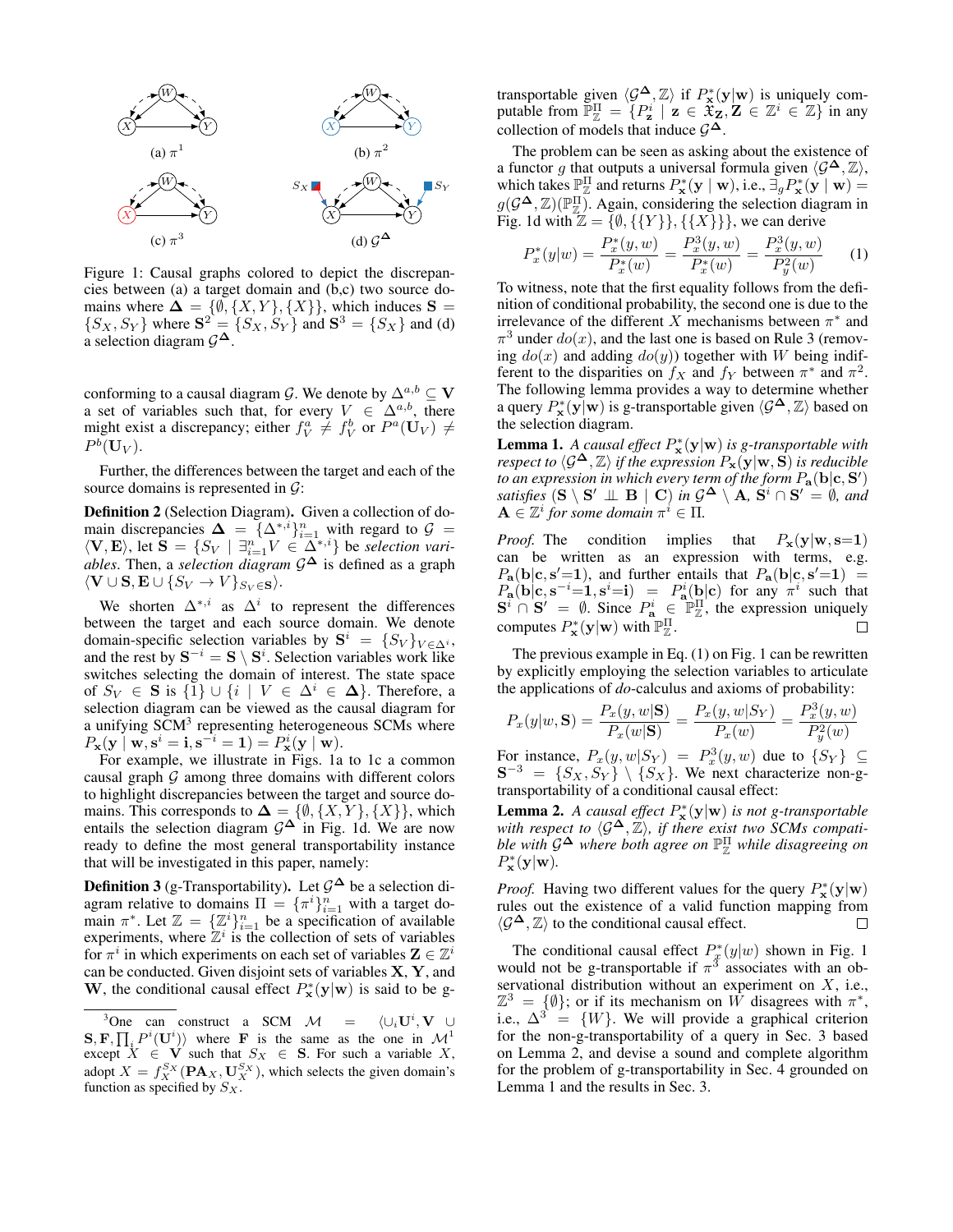Figure 1: Causal graphs colored to depict the discrepancies between (a) a target domain and (b,c) two source domains where $\boldsymbol{\Delta} = \{\emptyset, \{X, Y\}, \{X\}\}$, which induces $\mathbf{S} = \{S_X, S_Y\}$ where $\mathbf{S}^2 = \{S_X, S_Y\}$ and $\mathbf{S}^3 = \{S_X\}$ and (d) a selection diagram $\mathcal{G}^{\boldsymbol{\Delta}}$.

conforming to a causal diagram $\mathcal{G}$. We denote by $\Delta^{a,b} \subseteq \mathbf{V}$ a set of variables such that, for every $V \in \Delta^{a,b}$, there might exist a discrepancy; either $f_V^a \neq f_V^b$ or $P^a(\mathbf{U}_V) \neq P^b(\mathbf{U}_V)$.

Further, the differences between the target and each of the source domains is represented in $\mathcal{G}$:

**Definition 2** (Selection Diagram)**.** Given a collection of domain discrepancies $\boldsymbol{\Delta} = \{\Delta^{*,i}\}_{i=1}^n$ with regard to $\mathcal{G} = \langle \mathbf{V}, \mathbf{E} \rangle$, let $\mathbf{S} = \{S_V \mid \exists_{i=1}^n V \in \Delta^{*,i}\}$ be *selection variables*. Then, a *selection diagram* $\mathcal{G}^{\boldsymbol{\Delta}}$ is defined as a graph $\langle \mathbf{V} \cup \mathbf{S}, \mathbf{E} \cup \{S_V \to V\}_{S_V \in \mathbf{S}} \rangle$.

We shorten $\Delta^{*,i}$ as $\Delta^i$ to represent the differences between the target and each source domain. We denote domain-specific selection variables by $\mathbf{S}^i = \{S_V\}_{V \in \Delta^i}$, and the rest by $\mathbf{S}^{-i} = \mathbf{S} \setminus \mathbf{S}^i$. Selection variables work like switches selecting the domain of interest. The state space of $S_V \in \mathbf{S}$ is $\{1\} \cup \{i \mid V \in \Delta^i \in \boldsymbol{\Delta}\}$. Therefore, a selection diagram can be viewed as the causal diagram for a unifying SCM[3] representing heterogeneous SCMs where $P_{\mathbf{x}}(\mathbf{y} \mid \mathbf{w}, \mathbf{s}^i = \mathbf{i}, \mathbf{s}^{-i} = \mathbf{1}) = P_{\mathbf{x}}^i(\mathbf{y} \mid \mathbf{w})$.

For example, we illustrate in Figs. 1a to 1c a common causal graph $\mathcal{G}$ among three domains with different colors to highlight discrepancies between the target and source domains. This corresponds to $\boldsymbol{\Delta} = \{\emptyset, \{X, Y\}, \{X\}\}$, which entails the selection diagram $\mathcal{G}^{\boldsymbol{\Delta}}$ in Fig. 1d. We are now ready to define the most general transportability instance that will be investigated in this paper, namely:

**Definition 3** (g-Transportability)**.** Let $\mathcal{G}^{\boldsymbol{\Delta}}$ be a selection diagram relative to domains $\Pi = \{\pi^i\}_{i=1}^n$ with a target domain $\pi^*$. Let $\mathbb{Z} = \{\mathbb{Z}^i\}_{i=1}^n$ be a specification of available experiments, where $\mathbb{Z}^i$ is the collection of sets of variables for $\pi^i$ in which experiments on each set of variables $\mathbf{Z} \in \mathbb{Z}^i$ can be conducted. Given disjoint sets of variables $\mathbf{X}$, $\mathbf{Y}$, and $\mathbf{W}$, the conditional causal effect $P_{\mathbf{x}}^*(\mathbf{y}|\mathbf{w})$ is said to be g-transportable given $\langle \mathcal{G}^{\boldsymbol{\Delta}}, \mathbb{Z} \rangle$ if $P_{\mathbf{x}}^*(\mathbf{y}|\mathbf{w})$ is uniquely computable from $\mathbb{P}_{\mathbb{Z}}^{\Pi} = \{P_{\mathbf{z}}^i \mid \mathbf{z} \in \mathfrak{X}_{\mathbf{Z}}, \mathbf{Z} \in \mathbb{Z}^i \in \mathbb{Z}\}$ in any collection of models that induce $\mathcal{G}^{\boldsymbol{\Delta}}$.

The problem can be seen as asking about the existence of a functor $g$ that outputs a universal formula given $\langle \mathcal{G}^{\boldsymbol{\Delta}}, \mathbb{Z} \rangle$, which takes $\mathbb{P}_{\mathbb{Z}}^{\Pi}$ and returns $P_{\mathbf{x}}^*(\mathbf{y} \mid \mathbf{w})$, i.e., $\exists_g P_{\mathbf{x}}^*(\mathbf{y} \mid \mathbf{w}) = g(\mathcal{G}^{\boldsymbol{\Delta}}, \mathbb{Z})(\mathbb{P}_{\mathbb{Z}}^{\Pi})$. Again, considering the selection diagram in Fig. 1d with $\mathbb{Z} = \{\emptyset, \{\{Y\}\}, \{\{X\}\}\}$, we can derive

$$P_x^*(y|w) = \frac{P_x^*(y, w)}{P_x^*(w)} = \frac{P_x^3(y, w)}{P_x^*(w)} = \frac{P_x^3(y, w)}{P_y^2(w)} \tag{1}$$

To witness, note that the first equality follows from the definition of conditional probability, the second one is due to the irrelevance of the different $X$ mechanisms between $\pi^*$ and $\pi^3$ under $do(x)$, and the last one is based on Rule 3 (removing $do(x)$ and adding $do(y)$) together with $W$ being indifferent to the disparities on $f_X$ and $f_Y$ between $\pi^*$ and $\pi^2$. The following lemma provides a way to determine whether a query $P_{\mathbf{x}}^*(\mathbf{y}|\mathbf{w})$ is g-transportable given $\langle \mathcal{G}^{\boldsymbol{\Delta}}, \mathbb{Z} \rangle$ based on the selection diagram.

**Lemma 1.** *A causal effect $P_{\mathbf{x}}^*(\mathbf{y}|\mathbf{w})$ is g-transportable with respect to $\langle \mathcal{G}^{\boldsymbol{\Delta}}, \mathbb{Z} \rangle$ if the expression $P_{\mathbf{x}}(\mathbf{y}|\mathbf{w}, \mathbf{S})$ is reducible to an expression in which every term of the form $P_{\mathbf{a}}(\mathbf{b}|\mathbf{c}, \mathbf{S}')$ satisfies $(\mathbf{S} \setminus \mathbf{S}' \perp\!\!\!\perp \mathbf{B} \mid \mathbf{C})$ in $\mathcal{G}^{\boldsymbol{\Delta}} \setminus \mathbf{A}$, $\mathbf{S}^i \cap \mathbf{S}' = \emptyset$, and $\mathbf{A} \in \mathbb{Z}^i$ for some domain $\pi^i \in \Pi$.*

*Proof.* The condition implies that $P_{\mathbf{x}}(\mathbf{y}|\mathbf{w}, \mathbf{s}{=}\mathbf{1})$ can be written as an expression with terms, e.g. $P_{\mathbf{a}}(\mathbf{b}|\mathbf{c}, \mathbf{s}'{=}\mathbf{1})$, and further entails that $P_{\mathbf{a}}(\mathbf{b}|\mathbf{c}, \mathbf{s}'{=}\mathbf{1}) = P_{\mathbf{a}}(\mathbf{b}|\mathbf{c}, \mathbf{s}^{-i}{=}\mathbf{1}, \mathbf{s}^i{=}\mathbf{i}) = P_{\mathbf{a}}^i(\mathbf{b}|\mathbf{c})$ for any $\pi^i$ such that $\mathbf{S}^i \cap \mathbf{S}' = \emptyset$. Since $P_{\mathbf{a}}^i \in \mathbb{P}_{\mathbb{Z}}^{\Pi}$, the expression uniquely computes $P_{\mathbf{x}}^*(\mathbf{y}|\mathbf{w})$ with $\mathbb{P}_{\mathbb{Z}}^{\Pi}$. $\square$

The previous example in Eq. (1) on Fig. 1 can be rewritten by explicitly employing the selection variables to articulate the applications of *do*-calculus and axioms of probability:

$$P_x(y|w, \mathbf{S}) = \frac{P_x(y, w|\mathbf{S})}{P_x(w|\mathbf{S})} = \frac{P_x(y, w|S_Y)}{P_x(w)} = \frac{P_x^3(y, w)}{P_y^2(w)}$$

For instance, $P_x(y, w|S_Y) = P_x^3(y, w)$ due to $\{S_Y\} \subseteq \mathbf{S}^{-3} = \{S_X, S_Y\} \setminus \{S_X\}$. We next characterize non-g-transportability of a conditional causal effect:

**Lemma 2.** *A causal effect $P_{\mathbf{x}}^*(\mathbf{y}|\mathbf{w})$ is not g-transportable with respect to $\langle \mathcal{G}^{\boldsymbol{\Delta}}, \mathbb{Z} \rangle$, if there exist two SCMs compatible with $\mathcal{G}^{\boldsymbol{\Delta}}$ where both agree on $\mathbb{P}_{\mathbb{Z}}^{\Pi}$ while disagreeing on $P_{\mathbf{x}}^*(\mathbf{y}|\mathbf{w})$.*

*Proof.* Having two different values for the query $P_{\mathbf{x}}^*(\mathbf{y}|\mathbf{w})$ rules out the existence of a valid function mapping from $\langle \mathcal{G}^{\boldsymbol{\Delta}}, \mathbb{Z} \rangle$ to the conditional causal effect. $\square$

The conditional causal effect $P_x^*(y|w)$ shown in Fig. 1 would not be g-transportable if $\pi^3$ associates with an observational distribution without an experiment on $X$, i.e., $\mathbb{Z}^3 = \{\emptyset\}$; or if its mechanism on $W$ disagrees with $\pi^*$, i.e., $\Delta^3 = \{W\}$. We will provide a graphical criterion for the non-g-transportability of a query in Sec. 3 based on Lemma 2, and devise a sound and complete algorithm for the problem of g-transportability in Sec. 4 grounded on Lemma 1 and the results in Sec. 3.

[3] One can construct a SCM $\mathcal{M} = \langle \cup_i \mathbf{U}^i, \mathbf{V} \cup \mathbf{S}, \mathbf{F}, \prod_i P^i(\mathbf{U}^i) \rangle$ where $\mathbf{F}$ is the same as the one in $\mathcal{M}^1$ except $X \in \mathbf{V}$ such that $S_X \in \mathbf{S}$. For such a variable $X$, adopt $X = f_X^{S_X}(\mathbf{PA}_X, \mathbf{U}_X^{S_X})$, which selects the given domain's function as specified by $S_X$.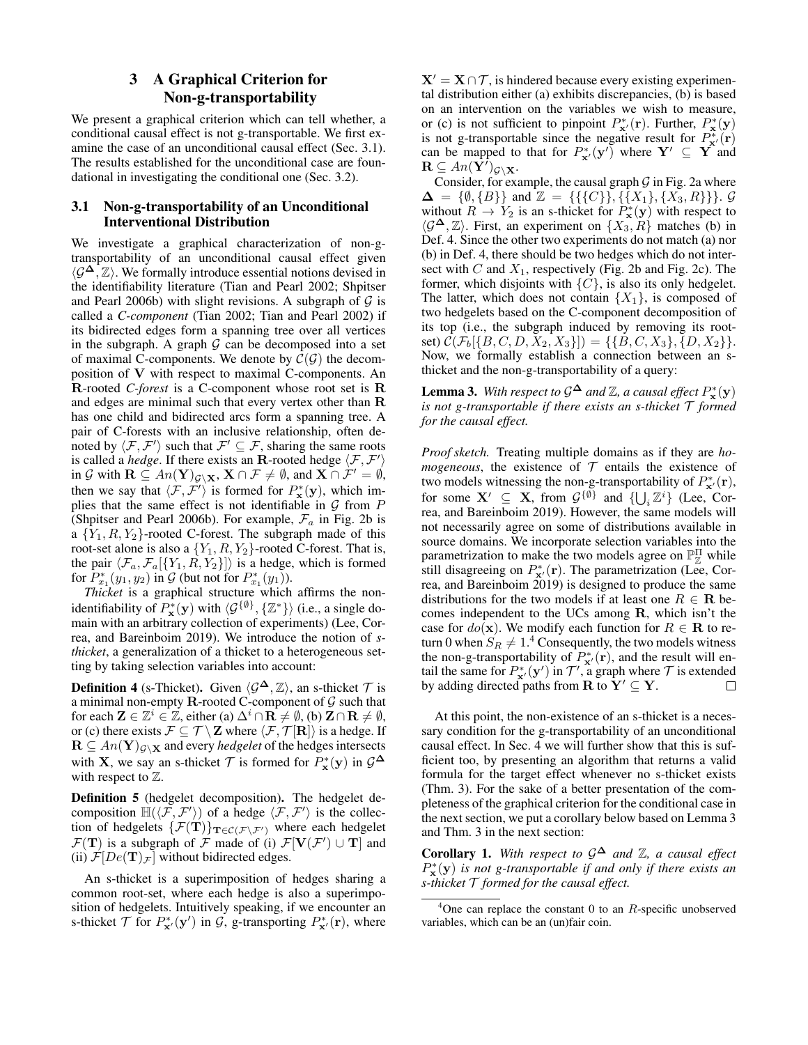## 3 A Graphical Criterion for Non-g-transportability

We present a graphical criterion which can tell whether, a conditional causal effect is not g-transportable. We first examine the case of an unconditional causal effect (Sec. 3.1). The results established for the unconditional case are foundational in investigating the conditional one (Sec. 3.2).

### 3.1 Non-g-transportability of an Unconditional Interventional Distribution

We investigate a graphical characterization of non-g-transportability of an unconditional causal effect given $\langle \mathcal{G}^{\mathbf{\Delta}}, \mathbb{Z} \rangle$. We formally introduce essential notions devised in the identifiability literature (Tian and Pearl 2002; Shpitser and Pearl 2006b) with slight revisions. A subgraph of $\mathcal{G}$ is called a *C-component* (Tian 2002; Tian and Pearl 2002) if its bidirected edges form a spanning tree over all vertices in the subgraph. A graph $\mathcal{G}$ can be decomposed into a set of maximal C-components. We denote by $\mathcal{C}(\mathcal{G})$ the decomposition of $\mathbf{V}$ with respect to maximal C-components. An $\mathbf{R}$-rooted *C-forest* is a C-component whose root set is $\mathbf{R}$ and edges are minimal such that every vertex other than $\mathbf{R}$ has one child and bidirected arcs form a spanning tree. A pair of C-forests with an inclusive relationship, often denoted by $\langle \mathcal{F}, \mathcal{F}' \rangle$ such that $\mathcal{F}' \subseteq \mathcal{F}$, sharing the same roots is called a *hedge*. If there exists an $\mathbf{R}$-rooted hedge $\langle \mathcal{F}, \mathcal{F}' \rangle$ in $\mathcal{G}$ with $\mathbf{R} \subseteq An(\mathbf{Y})_{\mathcal{G} \setminus \mathbf{X}}$, $\mathbf{X} \cap \mathcal{F} \neq \emptyset$, and $\mathbf{X} \cap \mathcal{F}' = \emptyset$, then we say that $\langle \mathcal{F}, \mathcal{F}' \rangle$ is formed for $P^*_{\mathbf{x}}(\mathbf{y})$, which implies that the same effect is not identifiable in $\mathcal{G}$ from $P$ (Shpitser and Pearl 2006b). For example, $\mathcal{F}_a$ in Fig. 2b is a $\{Y_1, R, Y_2\}$-rooted C-forest. The subgraph made of this root-set alone is also a $\{Y_1, R, Y_2\}$-rooted C-forest. That is, the pair $\langle \mathcal{F}_a, \mathcal{F}_a[\{Y_1, R, Y_2\}] \rangle$ is a hedge, which is formed for $P^*_{x_1}(y_1, y_2)$ in $\mathcal{G}$ (but not for $P^*_{x_1}(y_1)$).

*Thicket* is a graphical structure which affirms the non-identifiability of $P^*_{\mathbf{x}}(\mathbf{y})$ with $\langle \mathcal{G}^{\{\emptyset\}}, \{\mathbb{Z}^*\} \rangle$ (i.e., a single domain with an arbitrary collection of experiments) (Lee, Correa, and Bareinboim 2019). We introduce the notion of *s-thicket*, a generalization of a thicket to a heterogeneous setting by taking selection variables into account:

**Definition 4** (s-Thicket). Given $\langle \mathcal{G}^{\mathbf{\Delta}}, \mathbb{Z} \rangle$, an s-thicket $\mathcal{T}$ is a minimal non-empty $\mathbf{R}$-rooted C-component of $\mathcal{G}$ such that for each $\mathbf{Z} \in \mathbb{Z}^i \in \mathbb{Z}$, either (a) $\Delta^i \cap \mathbf{R} \neq \emptyset$, (b) $\mathbf{Z} \cap \mathbf{R} \neq \emptyset$, or (c) there exists $\mathcal{F} \subseteq \mathcal{T} \setminus \mathbf{Z}$ where $\langle \mathcal{F}, \mathcal{T}[\mathbf{R}] \rangle$ is a hedge. If $\mathbf{R} \subseteq An(\mathbf{Y})_{\mathcal{G} \setminus \mathbf{X}}$ and every *hedgelet* of the hedges intersects with $\mathbf{X}$, we say an s-thicket $\mathcal{T}$ is formed for $P^*_{\mathbf{x}}(\mathbf{y})$ in $\mathcal{G}^{\mathbf{\Delta}}$ with respect to $\mathbb{Z}$.

**Definition 5** (hedgelet decomposition)**.** The hedgelet decomposition $\mathbb{H}(\langle \mathcal{F}, \mathcal{F}' \rangle)$ of a hedge $\langle \mathcal{F}, \mathcal{F}' \rangle$ is the collection of hedgelets $\{\mathcal{F}(\mathbf{T})\}_{\mathbf{T} \in \mathcal{C}(\mathcal{F} \setminus \mathcal{F}')}$ where each hedgelet $\mathcal{F}(\mathbf{T})$ is a subgraph of $\mathcal{F}$ made of (i) $\mathcal{F}[\mathbf{V}(\mathcal{F}') \cup \mathbf{T}]$ and (ii) $\mathcal{F}[De(\mathbf{T})_{\mathcal{F}}]$ without bidirected edges.

An s-thicket is a superimposition of hedges sharing a common root-set, where each hedge is also a superimposition of hedgelets. Intuitively speaking, if we encounter an s-thicket $\mathcal{T}$ for $P^*_{\mathbf{x}'}(\mathbf{y}')$ in $\mathcal{G}$, g-transporting $P^*_{\mathbf{x}'}(\mathbf{r})$, where $\mathbf{X}' = \mathbf{X} \cap \mathcal{T}$, is hindered because every existing experimental distribution either (a) exhibits discrepancies, (b) is based on an intervention on the variables we wish to measure, or (c) is not sufficient to pinpoint $P^*_{\mathbf{x}'}(\mathbf{r})$. Further, $P^*_{\mathbf{x}}(\mathbf{y})$ is not g-transportable since the negative result for $P^*_{\mathbf{x}'}(\mathbf{r})$ can be mapped to that for $P^*_{\mathbf{x}'}(\mathbf{y}')$ where $\mathbf{Y}' \subseteq \mathbf{Y}$ and $\mathbf{R} \subseteq An(\mathbf{Y}')_{\mathcal{G} \setminus \mathbf{X}}$.

Consider, for example, the causal graph $\mathcal{G}$ in Fig. 2a where $\mathbf{\Delta} = \{\emptyset, \{B\}\}$ and $\mathbb{Z} = \{\{\{C\}\}, \{\{X_1\}, \{X_3, R\}\}\}$. $\mathcal{G}$ without $R \to Y_2$ is an s-thicket for $P^*_{\mathbf{x}}(\mathbf{y})$ with respect to $\langle \mathcal{G}^{\mathbf{\Delta}}, \mathbb{Z} \rangle$. First, an experiment on $\{X_3, R\}$ matches (b) in Def. 4. Since the other two experiments do not match (a) nor (b) in Def. 4, there should be two hedges which do not intersect with $C$ and $X_1$, respectively (Fig. 2b and Fig. 2c). The former, which disjoints with $\{C\}$, is also its only hedgelet. The latter, which does not contain $\{X_1\}$, is composed of two hedgelets based on the C-component decomposition of its top (i.e., the subgraph induced by removing its root-set) $\mathcal{C}(\mathcal{F}_b[\{B, C, D, X_2, X_3\}]) = \{\{B, C, X_3\}, \{D, X_2\}\}$. Now, we formally establish a connection between an s-thicket and the non-g-transportability of a query:

**Lemma 3.** *With respect to $\mathcal{G}^{\mathbf{\Delta}}$ and $\mathbb{Z}$, a causal effect $P^*_{\mathbf{x}}(\mathbf{y})$ is not g-transportable if there exists an s-thicket $\mathcal{T}$ formed for the causal effect.*

*Proof sketch.* Treating multiple domains as if they are *homogeneous*, the existence of $\mathcal{T}$ entails the existence of two models witnessing the non-g-transportability of $P^*_{\mathbf{x}'}(\mathbf{r})$, for some $\mathbf{X}' \subseteq \mathbf{X}$, from $\mathcal{G}^{\{\emptyset\}}$ and $\{\bigcup_i \mathbb{Z}^i\}$ (Lee, Correa, and Bareinboim 2019). However, the same models will not necessarily agree on some of distributions available in source domains. We incorporate selection variables into the parametrization to make the two models agree on $\mathbb{P}^{\Pi}_{\mathbb{Z}}$ while still disagreeing on $P^*_{\mathbf{x}'}(\mathbf{r})$. The parametrization (Lee, Correa, and Bareinboim 2019) is designed to produce the same distributions for the two models if at least one $R \in \mathbf{R}$ becomes independent to the UCs among $\mathbf{R}$, which isn't the case for $do(\mathbf{x})$. We modify each function for $R \in \mathbf{R}$ to return 0 when $S_R \neq 1$.[4] Consequently, the two models witness the non-g-transportability of $P^*_{\mathbf{x}'}(\mathbf{r})$, and the result will entail the same for $P^*_{\mathbf{x}'}(\mathbf{y}')$ in $\mathcal{T}'$, a graph where $\mathcal{T}$ is extended by adding directed paths from $\mathbf{R}$ to $\mathbf{Y}' \subseteq \mathbf{Y}$. $\square$

At this point, the non-existence of an s-thicket is a necessary condition for the g-transportability of an unconditional causal effect. In Sec. 4 we will further show that this is sufficient too, by presenting an algorithm that returns a valid formula for the target effect whenever no s-thicket exists (Thm. 3). For the sake of a better presentation of the completeness of the graphical criterion for the conditional case in the next section, we put a corollary below based on Lemma 3 and Thm. 3 in the next section:

**Corollary 1.** *With respect to $\mathcal{G}^{\mathbf{\Delta}}$ and $\mathbb{Z}$, a causal effect $P^*_{\mathbf{x}}(\mathbf{y})$ is not g-transportable if and only if there exists an s-thicket $\mathcal{T}$ formed for the causal effect.*

[4] One can replace the constant 0 to an $R$-specific unobserved variables, which can be an (un)fair coin.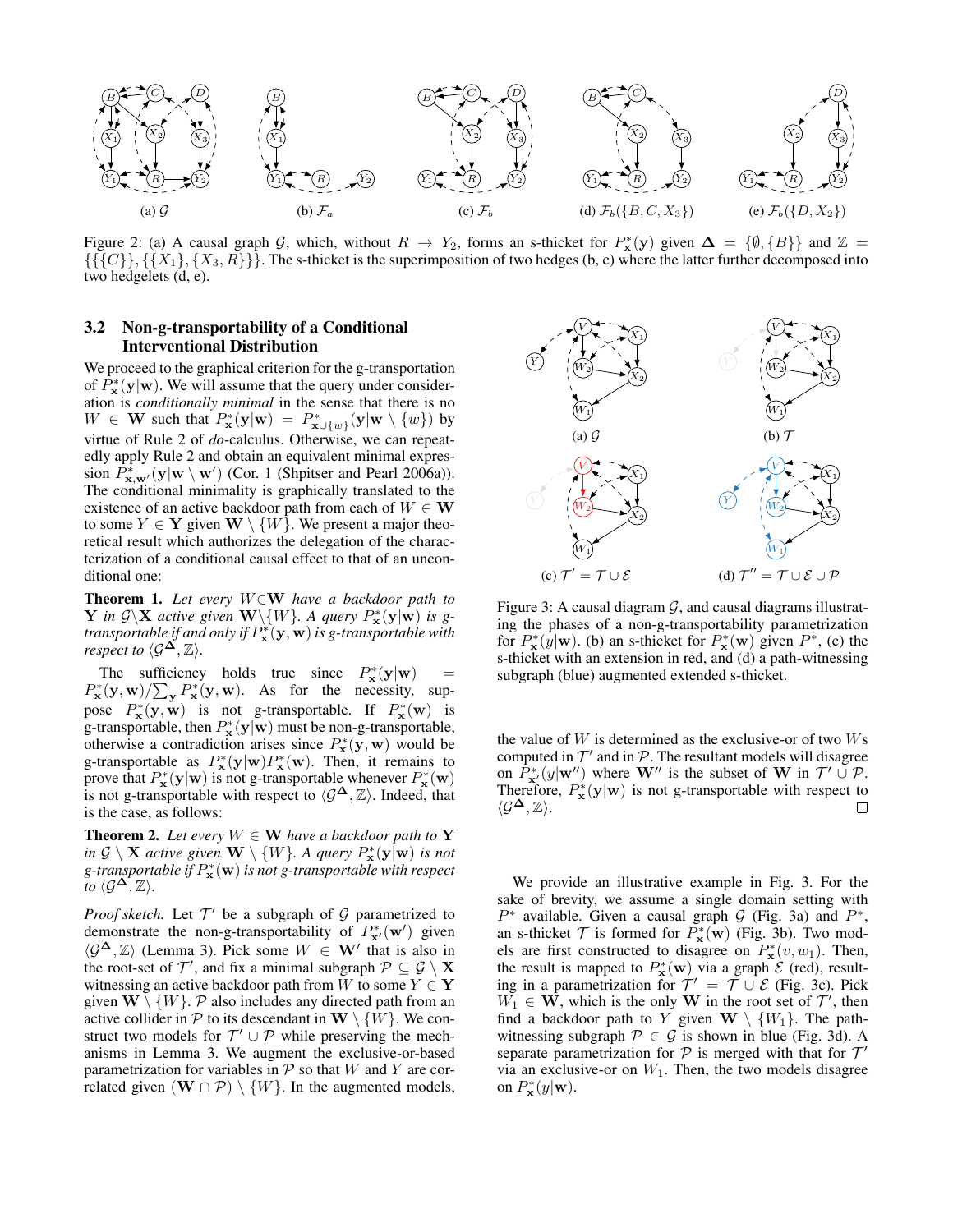(a) $\mathcal{G}$ (b) $\mathcal{F}_a$ (c) $\mathcal{F}_b$ (d) $\mathcal{F}_b(\{B, C, X_3\})$ (e) $\mathcal{F}_b(\{D, X_2\})$

Figure 2: (a) A causal graph $\mathcal{G}$, which, without $R \rightarrow Y_2$, forms an s-thicket for $P^*_{\mathbf{x}}(\mathbf{y})$ given $\mathbf{\Delta} = \{\emptyset, \{B\}\}$ and $\mathbb{Z} = \{\{\{C\}\}, \{\{X_1\}, \{X_3, R\}\}\}$. The s-thicket is the superimposition of two hedges (b, c) where the latter further decomposed into two hedgelets (d, e).

### 3.2 Non-g-transportability of a Conditional Interventional Distribution

We proceed to the graphical criterion for the g-transportation of $P^*_{\mathbf{x}}(\mathbf{y}|\mathbf{w})$. We will assume that the query under consideration is *conditionally minimal* in the sense that there is no $W \in \mathbf{W}$ such that $P^*_{\mathbf{x}}(\mathbf{y}|\mathbf{w}) = P^*_{\mathbf{x}\cup\{w\}}(\mathbf{y}|\mathbf{w} \setminus \{w\})$ by virtue of Rule 2 of *do*-calculus. Otherwise, we can repeatedly apply Rule 2 and obtain an equivalent minimal expression $P^*_{\mathbf{x},\mathbf{w}'}(\mathbf{y}|\mathbf{w} \setminus \mathbf{w}')$ (Cor. 1 (Shpitser and Pearl 2006a)). The conditional minimality is graphically translated to the existence of an active backdoor path from each of $W \in \mathbf{W}$ to some $Y \in \mathbf{Y}$ given $\mathbf{W} \setminus \{W\}$. We present a major theoretical result which authorizes the delegation of the characterization of a conditional causal effect to that of an unconditional one:

**Theorem 1.** *Let every $W \in \mathbf{W}$ have a backdoor path to $\mathbf{Y}$ in $\mathcal{G} \setminus \mathbf{X}$ active given $\mathbf{W} \setminus \{W\}$. A query $P^*_{\mathbf{x}}(\mathbf{y}|\mathbf{w})$ is g-transportable if and only if $P^*_{\mathbf{x}}(\mathbf{y}, \mathbf{w})$ is g-transportable with respect to $\langle \mathcal{G}^{\mathbf{\Delta}}, \mathbb{Z}\rangle$.*

The sufficiency holds true since $P^*_{\mathbf{x}}(\mathbf{y}|\mathbf{w}) = P^*_{\mathbf{x}}(\mathbf{y}, \mathbf{w}) / \sum_{\mathbf{y}} P^*_{\mathbf{x}}(\mathbf{y}, \mathbf{w})$. As for the necessity, suppose $P^*_{\mathbf{x}}(\mathbf{y}, \mathbf{w})$ is not g-transportable. If $P^*_{\mathbf{x}}(\mathbf{w})$ is g-transportable, then $P^*_{\mathbf{x}}(\mathbf{y}|\mathbf{w})$ must be non-g-transportable, otherwise a contradiction arises since $P^*_{\mathbf{x}}(\mathbf{y}, \mathbf{w})$ would be g-transportable as $P^*_{\mathbf{x}}(\mathbf{y}|\mathbf{w})P^*_{\mathbf{x}}(\mathbf{w})$. Then, it remains to prove that $P^*_{\mathbf{x}}(\mathbf{y}|\mathbf{w})$ is not g-transportable whenever $P^*_{\mathbf{x}}(\mathbf{w})$ is not g-transportable with respect to $\langle \mathcal{G}^{\mathbf{\Delta}}, \mathbb{Z}\rangle$. Indeed, that is the case, as follows:

**Theorem 2.** *Let every $W \in \mathbf{W}$ have a backdoor path to $\mathbf{Y}$ in $\mathcal{G} \setminus \mathbf{X}$ active given $\mathbf{W} \setminus \{W\}$. A query $P^*_{\mathbf{x}}(\mathbf{y}|\mathbf{w})$ is not g-transportable if $P^*_{\mathbf{x}}(\mathbf{w})$ is not g-transportable with respect to $\langle \mathcal{G}^{\mathbf{\Delta}}, \mathbb{Z}\rangle$.*

*Proof sketch.* Let $\mathcal{T}'$ be a subgraph of $\mathcal{G}$ parametrized to demonstrate the non-g-transportability of $P^*_{\mathbf{x}'}(\mathbf{w}')$ given $\langle \mathcal{G}^{\mathbf{\Delta}}, \mathbb{Z}\rangle$ (Lemma 3). Pick some $W \in \mathbf{W}'$ that is also in the root-set of $\mathcal{T}'$, and fix a minimal subgraph $\mathcal{P} \subseteq \mathcal{G} \setminus \mathbf{X}$ witnessing an active backdoor path from $W$ to some $Y \in \mathbf{Y}$ given $\mathbf{W} \setminus \{W\}$. $\mathcal{P}$ also includes any directed path from an active collider in $\mathcal{P}$ to its descendant in $\mathbf{W} \setminus \{W\}$. We construct two models for $\mathcal{T}' \cup \mathcal{P}$ while preserving the mechanisms in Lemma 3. We augment the exclusive-or-based parametrization for variables in $\mathcal{P}$ so that $W$ and $Y$ are correlated given $(\mathbf{W} \cap \mathcal{P}) \setminus \{W\}$. In the augmented models, the value of $W$ is determined as the exclusive-or of two $W$s computed in $\mathcal{T}'$ and in $\mathcal{P}$. The resultant models will disagree on $P^*_{\mathbf{x}'}(y|\mathbf{w}'')$ where $\mathbf{W}''$ is the subset of $\mathbf{W}$ in $\mathcal{T}' \cup \mathcal{P}$. Therefore, $P^*_{\mathbf{x}}(\mathbf{y}|\mathbf{w})$ is not g-transportable with respect to $\langle \mathcal{G}^{\mathbf{\Delta}}, \mathbb{Z}\rangle$. $\square$

(a) $\mathcal{G}$ (b) $\mathcal{T}$ (c) $\mathcal{T}' = \mathcal{T} \cup \mathcal{E}$ (d) $\mathcal{T}'' = \mathcal{T} \cup \mathcal{E} \cup \mathcal{P}$

Figure 3: A causal diagram $\mathcal{G}$, and causal diagrams illustrating the phases of a non-g-transportability parametrization for $P^*_{\mathbf{x}}(y|\mathbf{w})$. (b) an s-thicket for $P^*_{\mathbf{x}}(\mathbf{w})$ given $P^*$, (c) the s-thicket with an extension in red, and (d) a path-witnessing subgraph (blue) augmented extended s-thicket.

We provide an illustrative example in Fig. 3. For the sake of brevity, we assume a single domain setting with $P^*$ available. Given a causal graph $\mathcal{G}$ (Fig. 3a) and $P^*$, an s-thicket $\mathcal{T}$ is formed for $P^*_{\mathbf{x}}(\mathbf{w})$ (Fig. 3b). Two models are first constructed to disagree on $P^*_{\mathbf{x}}(v, w_1)$. Then, the result is mapped to $P^*_{\mathbf{x}}(\mathbf{w})$ via a graph $\mathcal{E}$ (red), resulting in a parametrization for $\mathcal{T}' = \mathcal{T} \cup \mathcal{E}$ (Fig. 3c). Pick $W_1 \in \mathbf{W}$, which is the only $\mathbf{W}$ in the root set of $\mathcal{T}'$, then find a backdoor path to $Y$ given $\mathbf{W} \setminus \{W_1\}$. The path-witnessing subgraph $\mathcal{P} \in \mathcal{G}$ is shown in blue (Fig. 3d). A separate parametrization for $\mathcal{P}$ is merged with that for $\mathcal{T}'$ via an exclusive-or on $W_1$. Then, the two models disagree on $P^*_{\mathbf{x}}(y|\mathbf{w})$.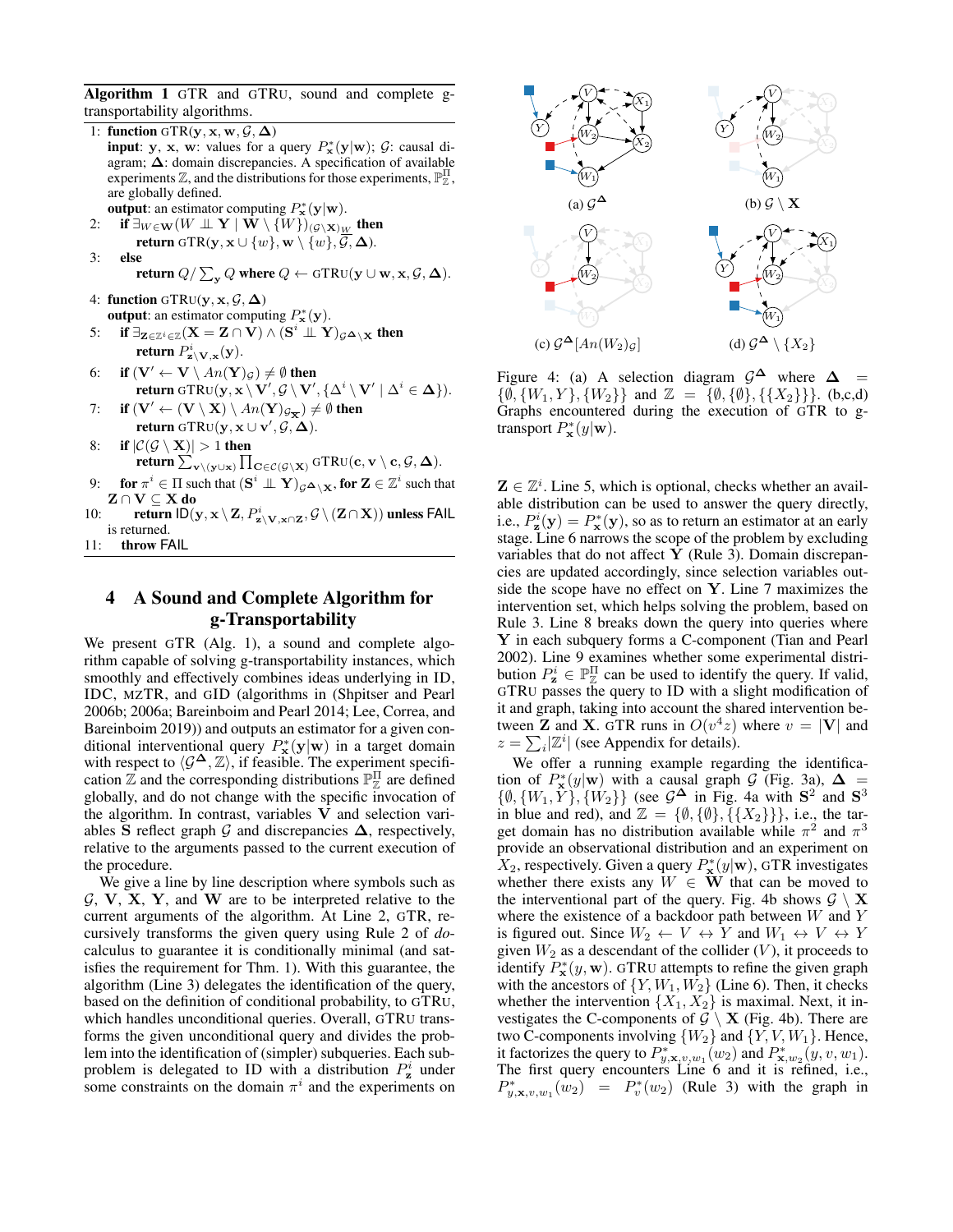**Algorithm 1** GTR and GTRU, sound and complete g-transportability algorithms.

1: **function** GTR($\mathbf{y}, \mathbf{x}, \mathbf{w}, \mathcal{G}, \boldsymbol{\Delta}$)
  **input**: $\mathbf{y}$, $\mathbf{x}$, $\mathbf{w}$: values for a query $P^*_{\mathbf{x}}(\mathbf{y}|\mathbf{w})$; $\mathcal{G}$: causal diagram; $\boldsymbol{\Delta}$: domain discrepancies. A specification of available experiments $\mathbb{Z}$, and the distributions for those experiments, $\mathbb{P}^{\Pi}_{\mathbb{Z}}$, are globally defined.
  **output**: an estimator computing $P^*_{\mathbf{x}}(\mathbf{y}|\mathbf{w})$.
2: **if** $\exists_{W\in\mathbf{W}}(W \perp\!\!\!\perp \mathbf{Y} \mid \mathbf{W}\setminus\{W\})_{(\mathcal{G}\setminus\mathbf{X})_{\underline{W}}}$ **then**
  **return** GTR($\mathbf{y}, \mathbf{x}\cup\{w\}, \mathbf{w}\setminus\{w\}, \mathcal{G}, \boldsymbol{\Delta}$).
3: **else**
  **return** $Q/\sum_{\mathbf{y}} Q$ **where** $Q \leftarrow$ GTRU($\mathbf{y}\cup\mathbf{w}, \mathbf{x}, \mathcal{G}, \boldsymbol{\Delta}$).

4: **function** GTRU($\mathbf{y}, \mathbf{x}, \mathcal{G}, \boldsymbol{\Delta}$)
  **output**: an estimator computing $P^*_{\mathbf{x}}(\mathbf{y})$.
5: **if** $\exists_{\mathbf{Z}\in\mathbb{Z}^i\in\mathbb{Z}}(\mathbf{X} = \mathbf{Z}\cap\mathbf{V}) \wedge (\mathbf{S}^i \perp\!\!\!\perp \mathbf{Y})_{\mathcal{G}^{\boldsymbol{\Delta}}\setminus\mathbf{X}}$ **then**
  **return** $P^i_{\mathbf{z}\setminus\mathbf{V},\mathbf{x}}(\mathbf{y})$.
6: **if** $(\mathbf{V}' \leftarrow \mathbf{V}\setminus An(\mathbf{Y})_{\mathcal{G}}) \neq \emptyset$ **then**
  **return** GTRU($\mathbf{y}, \mathbf{x}\setminus\mathbf{V}', \mathcal{G}\setminus\mathbf{V}', \{\Delta^i\setminus\mathbf{V}' \mid \Delta^i \in \boldsymbol{\Delta}\}$).
7: **if** $(\mathbf{V}' \leftarrow (\mathbf{V}\setminus\mathbf{X})\setminus An(\mathbf{Y})_{\mathcal{G}_{\overline{\mathbf{X}}}}) \neq \emptyset$ **then**
  **return** GTRU($\mathbf{y}, \mathbf{x}\cup\mathbf{v}', \mathcal{G}, \boldsymbol{\Delta}$).
8: **if** $|\mathcal{C}(\mathcal{G}\setminus\mathbf{X})| > 1$ **then**
  **return** $\sum_{\mathbf{v}\setminus(\mathbf{y}\cup\mathbf{x})}\prod_{\mathbf{C}\in\mathcal{C}(\mathcal{G}\setminus\mathbf{X})}$ GTRU($\mathbf{c}, \mathbf{v}\setminus\mathbf{c}, \mathcal{G}, \boldsymbol{\Delta}$).
9: **for** $\pi^i \in \Pi$ such that $(\mathbf{S}^i \perp\!\!\!\perp \mathbf{Y})_{\mathcal{G}^{\boldsymbol{\Delta}}\setminus\mathbf{X}}$, **for** $\mathbf{Z}\in\mathbb{Z}^i$ such that $\mathbf{Z}\cap\mathbf{V}\subseteq\mathbf{X}$ **do**
10:  **return** ID($\mathbf{y}, \mathbf{x}\setminus\mathbf{Z}, P^i_{\mathbf{z}\setminus\mathbf{V},\mathbf{x}\cap\mathbf{z}}, \mathcal{G}\setminus(\mathbf{Z}\cap\mathbf{X})$) **unless** FAIL is returned.
11: **throw** FAIL

## 4 A Sound and Complete Algorithm for g-Transportability

We present GTR (Alg. 1), a sound and complete algorithm capable of solving g-transportability instances, which smoothly and effectively combines ideas underlying in ID, IDC, MZTR, and GID (algorithms in (Shpitser and Pearl 2006b; 2006a; Bareinboim and Pearl 2014; Lee, Correa, and Bareinboim 2019)) and outputs an estimator for a given conditional interventional query $P^*_{\mathbf{x}}(\mathbf{y}|\mathbf{w})$ in a target domain with respect to $\langle\mathcal{G}^{\boldsymbol{\Delta}}, \mathbb{Z}\rangle$, if feasible. The experiment specification $\mathbb{Z}$ and the corresponding distributions $\mathbb{P}^{\Pi}_{\mathbb{Z}}$ are defined globally, and do not change with the specific invocation of the algorithm. In contrast, variables $\mathbf{V}$ and selection variables $\mathbf{S}$ reflect graph $\mathcal{G}$ and discrepancies $\boldsymbol{\Delta}$, respectively, relative to the arguments passed to the current execution of the procedure.

We give a line by line description where symbols such as $\mathcal{G}$, $\mathbf{V}$, $\mathbf{X}$, $\mathbf{Y}$, and $\mathbf{W}$ are to be interpreted relative to the current arguments of the algorithm. At Line 2, GTR, recursively transforms the given query using Rule 2 of *do*-calculus to guarantee it is conditionally minimal (and satisfies the requirement for Thm. 1). With this guarantee, the algorithm (Line 3) delegates the identification of the query, based on the definition of conditional probability, to GTRU, which handles unconditional queries. Overall, GTRU transforms the given unconditional query and divides the problem into the identification of (simpler) subqueries. Each subproblem is delegated to ID with a distribution $P^i_{\mathbf{z}}$ under some constraints on the domain $\pi^i$ and the experiments on $\mathbf{Z}\in\mathbb{Z}^i$. Line 5, which is optional, checks whether an available distribution can be used to answer the query directly, i.e., $P^i_{\mathbf{z}}(\mathbf{y}) = P^*_{\mathbf{x}}(\mathbf{y})$, so as to return an estimator at an early stage. Line 6 narrows the scope of the problem by excluding variables that do not affect $\mathbf{Y}$ (Rule 3). Domain discrepancies are updated accordingly, since selection variables outside the scope have no effect on $\mathbf{Y}$. Line 7 maximizes the intervention set, which helps solving the problem, based on Rule 3. Line 8 breaks down the query into queries where $\mathbf{Y}$ in each subquery forms a C-component (Tian and Pearl 2002). Line 9 examines whether some experimental distribution $P^i_{\mathbf{z}} \in \mathbb{P}^{\Pi}_{\mathbb{Z}}$ can be used to identify the query. If valid, GTRU passes the query to ID with a slight modification of it and graph, taking into account the shared intervention between $\mathbf{Z}$ and $\mathbf{X}$. GTR runs in $O(v^4 z)$ where $v = |\mathbf{V}|$ and $z = \sum_i |\mathbb{Z}^i|$ (see Appendix for details).

We offer a running example regarding the identification of $P^*_{\mathbf{x}}(y|\mathbf{w})$ with a causal graph $\mathcal{G}$ (Fig. 3a), $\boldsymbol{\Delta} = \{\emptyset, \{W_1, Y\}, \{W_2\}\}$ (see $\mathcal{G}^{\boldsymbol{\Delta}}$ in Fig. 4a with $\mathbf{S}^2$ and $\mathbf{S}^3$ in blue and red), and $\mathbb{Z} = \{\emptyset, \{\emptyset\}, \{\{X_2\}\}\}$, i.e., the target domain has no distribution available while $\pi^2$ and $\pi^3$ provide an observational distribution and an experiment on $X_2$, respectively. Given a query $P^*_{\mathbf{x}}(y|\mathbf{w})$, GTR investigates whether there exists any $W \in \mathbf{W}$ that can be moved to the interventional part of the query. Fig. 4b shows $\mathcal{G}\setminus\mathbf{X}$ where the existence of a backdoor path between $W$ and $Y$ is figured out. Since $W_2 \leftarrow V \leftrightarrow Y$ and $W_1 \leftrightarrow V \leftrightarrow Y$ given $W_2$ as a descendant of the collider ($V$), it proceeds to identify $P^*_{\mathbf{x}}(y, \mathbf{w})$. GTRU attempts to refine the given graph with the ancestors of $\{Y, W_1, W_2\}$ (Line 6). Then, it checks whether the intervention $\{X_1, X_2\}$ is maximal. Next, it investigates the C-components of $\mathcal{G}\setminus\mathbf{X}$ (Fig. 4b). There are two C-components involving $\{W_2\}$ and $\{Y, V, W_1\}$. Hence, it factorizes the query to $P^*_{y,\mathbf{x},v,w_1}(w_2)$ and $P^*_{\mathbf{x},w_2}(y, v, w_1)$. The first query encounters Line 6 and it is refined, i.e., $P^*_{y,\mathbf{x},v,w_1}(w_2) = P^*_v(w_2)$ (Rule 3) with the graph in

(a) $\mathcal{G}^{\boldsymbol{\Delta}}$ (b) $\mathcal{G}\setminus\mathbf{X}$ (c) $\mathcal{G}^{\boldsymbol{\Delta}}[An(W_2)_{\mathcal{G}}]$ (d) $\mathcal{G}^{\boldsymbol{\Delta}}\setminus\{X_2\}$

Figure 4: (a) A selection diagram $\mathcal{G}^{\boldsymbol{\Delta}}$ where $\boldsymbol{\Delta} = \{\emptyset, \{W_1, Y\}, \{W_2\}\}$ and $\mathbb{Z} = \{\emptyset, \{\emptyset\}, \{\{X_2\}\}\}$. (b,c,d) Graphs encountered during the execution of GTR to g-transport $P^*_{\mathbf{x}}(y|\mathbf{w})$.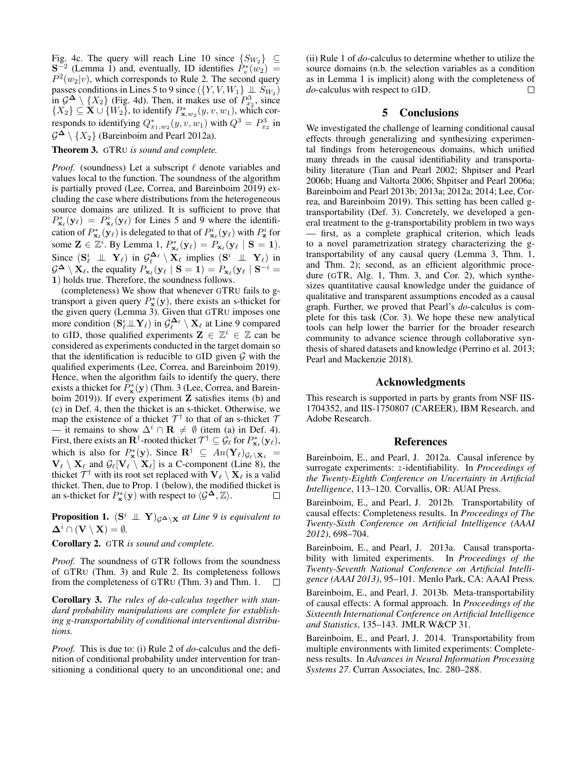Fig. 4c. The query will reach Line 10 since $\{S_{W_2}\} \subseteq \mathbf{S}^{-2}$ (Lemma 1) and, eventually, ID identifies $P_v^*(w_2) = P^2(w_2|v)$, which corresponds to Rule 2. The second query passes conditions in Lines 5 to 9 since $(\{Y, V, W_1\} \perp\!\!\!\perp S_{W_2})$ in $\mathcal{G}^{\mathbf{\Delta}} \setminus \{X_2\}$ (Fig. 4d). Then, it makes use of $P^3_{x_2}$, since $\{X_2\} \subseteq \mathbf{X} \cup \{W_2\}$, to identify $P^*_{\mathbf{x},w_2}(y, v, w_1)$, which corresponds to identifying $Q^*_{x_1,w_2}(y, v, w_1)$ with $Q^3 = P^3_{x_2}$ in $\mathcal{G}^{\mathbf{\Delta}} \setminus \{X_2\}$ (Bareinboim and Pearl 2012a).

**Theorem 3.** GTRU *is sound and complete.*

*Proof.* (soundness) Let a subscript $\ell$ denote variables and values local to the function. The soundness of the algorithm is partially proved (Lee, Correa, and Bareinboim 2019) excluding the case where distributions from the heterogeneous source domains are utilized. It is sufficient to prove that $P^*_{\mathbf{x}_\ell}(\mathbf{y}_\ell) = P^i_{\mathbf{x}_\ell}(\mathbf{y}_\ell)$ for Lines 5 and 9 where the identification of $P^*_{\mathbf{x}_\ell}(\mathbf{y}_\ell)$ is delegated to that of $P^i_{\mathbf{x}_\ell}(\mathbf{y}_\ell)$ with $P^i_{\mathbf{z}}$ for some $\mathbf{Z} \in \mathbb{Z}^i$. By Lemma 1, $P^*_{\mathbf{x}_\ell}(\mathbf{y}_\ell) = P_{\mathbf{x}_\ell}(\mathbf{y}_\ell \mid \mathbf{S} = \mathbf{1})$. Since $(\mathbf{S}^i_\ell \perp\!\!\!\perp \mathbf{Y}_\ell)$ in $\mathcal{G}^{\mathbf{\Delta}_\ell}_\ell \setminus \mathbf{X}_\ell$ implies $(\mathbf{S}^i \perp\!\!\!\perp \mathbf{Y}_\ell)$ in $\mathcal{G}^{\mathbf{\Delta}} \setminus \mathbf{X}_\ell$, the equality $P_{\mathbf{x}_\ell}(\mathbf{y}_\ell \mid \mathbf{S} = \mathbf{1}) = P_{\mathbf{x}_\ell}(\mathbf{y}_\ell \mid \mathbf{S}^{-i} = \mathbf{1})$ holds true. Therefore, the soundness follows.

(completeness) We show that whenever GTRU fails to g-transport a given query $P^*_{\mathbf{x}}(\mathbf{y})$, there exists an s-thicket for the given query (Lemma 3). Given that GTRU imposes one more condition $(\mathbf{S}^i_\ell \perp\!\!\!\perp \mathbf{Y}_\ell)$ in $\mathcal{G}^{\mathbf{\Delta}_\ell}_\ell \setminus \mathbf{X}_\ell$ at Line 9 compared to GID, those qualified experiments $\mathbf{Z} \in \mathbb{Z}^i \in \mathbb{Z}$ can be considered as experiments conducted in the target domain so that the identification is reducible to GID given $\mathcal{G}$ with the qualified experiments (Lee, Correa, and Bareinboim 2019). Hence, when the algorithm fails to identify the query, there exists a thicket for $P^*_{\mathbf{x}}(\mathbf{y})$ (Thm. 3 (Lee, Correa, and Bareinboim 2019)). If every experiment $\mathbf{Z}$ satisfies items (b) and (c) in Def. 4, then the thicket is an s-thicket. Otherwise, we map the existence of a thicket $\mathcal{T}^\dagger$ to that of an s-thicket $\mathcal{T}$ — it remains to show $\Delta^i \cap \mathbf{R} \neq \emptyset$ (item (a) in Def. 4). First, there exists an $\mathbf{R}^\dagger$-rooted thicket $\mathcal{T}^\dagger \subseteq \mathcal{G}_\ell$ for $P^*_{\mathbf{x}_\ell}(\mathbf{y}_\ell)$, which is also for $P^*_{\mathbf{x}}(\mathbf{y})$. Since $\mathbf{R}^\dagger \subseteq An(\mathbf{Y}_\ell)_{\mathcal{G}_\ell \setminus \mathbf{X}_\ell} = \mathbf{V}_\ell \setminus \mathbf{X}_\ell$ and $\mathcal{G}_\ell[\mathbf{V}_\ell \setminus \mathbf{X}_\ell]$ is a C-component (Line 8), the thicket $\mathcal{T}^\dagger$ with its root set replaced with $\mathbf{V}_\ell \setminus \mathbf{X}_\ell$ is a valid thicket. Then, due to Prop. 1 (below), the modified thicket is an s-thicket for $P^*_{\mathbf{x}}(\mathbf{y})$ with respect to $\langle \mathcal{G}^{\mathbf{\Delta}}, \mathbb{Z} \rangle$. $\square$

**Proposition 1.** $(\mathbf{S}^i \perp\!\!\!\perp \mathbf{Y})_{\mathcal{G}^{\mathbf{\Delta}} \setminus \mathbf{X}}$ *at Line 9 is equivalent to* $\mathbf{\Delta}^i \cap (\mathbf{V} \setminus \mathbf{X}) = \emptyset$.

**Corollary 2.** GTR *is sound and complete.*

*Proof.* The soundness of GTR follows from the soundness of GTRU (Thm. 3) and Rule 2. Its completeness follows from the completeness of GTRU (Thm. 3) and Thm. 1. $\square$

**Corollary 3.** *The rules of do-calculus together with standard probability manipulations are complete for establishing g-transportability of conditional interventional distributions.*

*Proof.* This is due to: (i) Rule 2 of *do*-calculus and the definition of conditional probability under intervention for transitioning a conditional query to an unconditional one; and (ii) Rule 1 of *do*-calculus to determine whether to utilize the source domains (n.b. the selection variables as a condition as in Lemma 1 is implicit) along with the completeness of *do*-calculus with respect to GID. $\square$

## 5 Conclusions

We investigated the challenge of learning conditional causal effects through generalizing and synthesizing experimental findings from heterogeneous domains, which unified many threads in the causal identifiability and transportability literature (Tian and Pearl 2002; Shpitser and Pearl 2006b; Huang and Valtorta 2006; Shpitser and Pearl 2006a; Bareinboim and Pearl 2013b; 2013a; 2012a; 2014; Lee, Correa, and Bareinboim 2019). This setting has been called g-transportability (Def. 3). Concretely, we developed a general treatment to the g-transportability problem in two ways — first, as a complete graphical criterion, which leads to a novel parametrization strategy characterizing the g-transportability of any causal query (Lemma 3, Thm. 1, and Thm. 2); second, as an efficient algorithmic procedure (GTR, Alg. 1, Thm. 3, and Cor. 2), which synthesizes quantitative causal knowledge under the guidance of qualitative and transparent assumptions encoded as a causal graph. Further, we proved that Pearl's *do*-calculus is complete for this task (Cor. 3). We hope these new analytical tools can help lower the barrier for the broader research community to advance science through collaborative synthesis of shared datasets and knowledge (Perrino et al. 2013; Pearl and Mackenzie 2018).

## Acknowledgments

This research is supported in parts by grants from NSF IIS-1704352, and IIS-1750807 (CAREER), IBM Research, and Adobe Research.

## References

Bareinboim, E., and Pearl, J. 2012a. Causal inference by surrogate experiments: $z$-identifiability. In *Proceedings of the Twenty-Eighth Conference on Uncertainty in Artificial Intelligence*, 113–120. Corvallis, OR: AUAI Press.

Bareinboim, E., and Pearl, J. 2012b. Transportability of causal effects: Completeness results. In *Proceedings of The Twenty-Sixth Conference on Artificial Intelligence (AAAI 2012)*, 698–704.

Bareinboim, E., and Pearl, J. 2013a. Causal transportability with limited experiments. In *Proceedings of the Twenty-Seventh National Conference on Artificial Intelligence (AAAI 2013)*, 95–101. Menlo Park, CA: AAAI Press.

Bareinboim, E., and Pearl, J. 2013b. Meta-transportability of causal effects: A formal approach. In *Proceedings of the Sixteenth International Conference on Artificial Intelligence and Statistics*, 135–143. JMLR W&CP 31.

Bareinboim, E., and Pearl, J. 2014. Transportability from multiple environments with limited experiments: Completeness results. In *Advances in Neural Information Processing Systems 27*. Curran Associates, Inc. 280–288.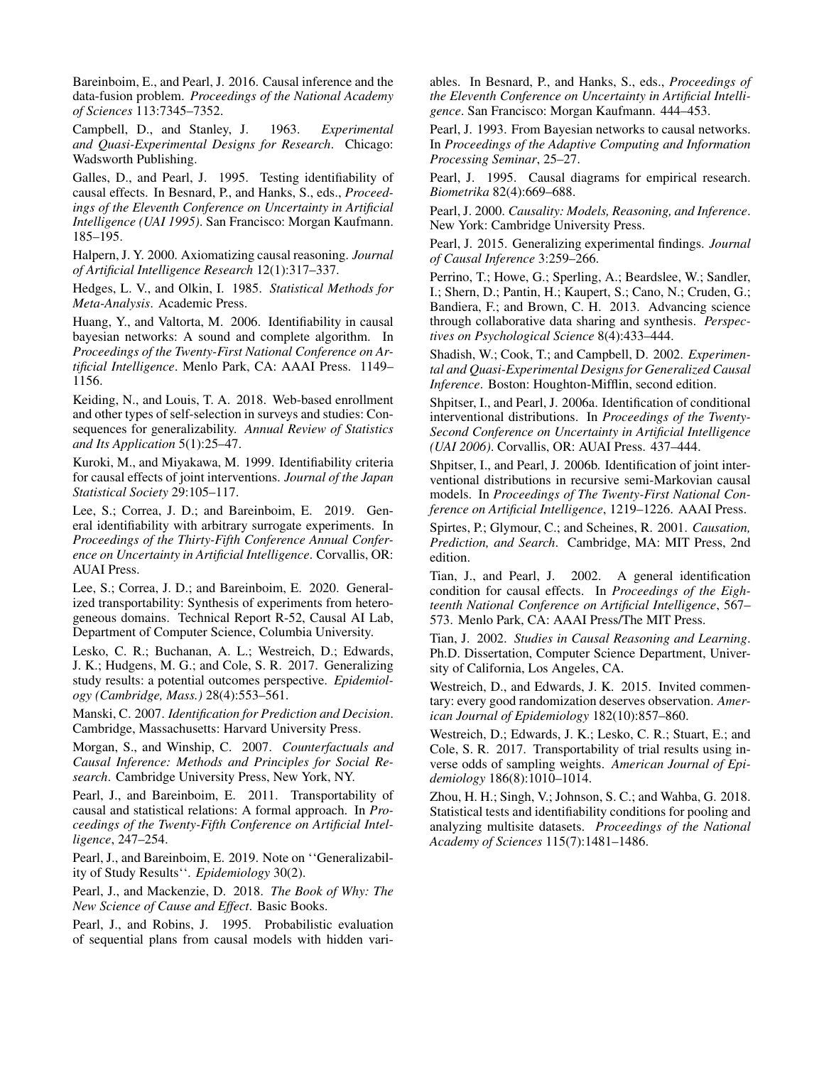Bareinboim, E., and Pearl, J. 2016. Causal inference and the data-fusion problem. *Proceedings of the National Academy of Sciences* 113:7345–7352.

Campbell, D., and Stanley, J. 1963. *Experimental and Quasi-Experimental Designs for Research*. Chicago: Wadsworth Publishing.

Galles, D., and Pearl, J. 1995. Testing identifiability of causal effects. In Besnard, P., and Hanks, S., eds., *Proceedings of the Eleventh Conference on Uncertainty in Artificial Intelligence (UAI 1995)*. San Francisco: Morgan Kaufmann. 185–195.

Halpern, J. Y. 2000. Axiomatizing causal reasoning. *Journal of Artificial Intelligence Research* 12(1):317–337.

Hedges, L. V., and Olkin, I. 1985. *Statistical Methods for Meta-Analysis*. Academic Press.

Huang, Y., and Valtorta, M. 2006. Identifiability in causal bayesian networks: A sound and complete algorithm. In *Proceedings of the Twenty-First National Conference on Artificial Intelligence*. Menlo Park, CA: AAAI Press. 1149–1156.

Keiding, N., and Louis, T. A. 2018. Web-based enrollment and other types of self-selection in surveys and studies: Consequences for generalizability. *Annual Review of Statistics and Its Application* 5(1):25–47.

Kuroki, M., and Miyakawa, M. 1999. Identifiability criteria for causal effects of joint interventions. *Journal of the Japan Statistical Society* 29:105–117.

Lee, S.; Correa, J. D.; and Bareinboim, E. 2019. General identifiability with arbitrary surrogate experiments. In *Proceedings of the Thirty-Fifth Conference Annual Conference on Uncertainty in Artificial Intelligence*. Corvallis, OR: AUAI Press.

Lee, S.; Correa, J. D.; and Bareinboim, E. 2020. Generalized transportability: Synthesis of experiments from heterogeneous domains. Technical Report R-52, Causal AI Lab, Department of Computer Science, Columbia University.

Lesko, C. R.; Buchanan, A. L.; Westreich, D.; Edwards, J. K.; Hudgens, M. G.; and Cole, S. R. 2017. Generalizing study results: a potential outcomes perspective. *Epidemiology (Cambridge, Mass.)* 28(4):553–561.

Manski, C. 2007. *Identification for Prediction and Decision*. Cambridge, Massachusetts: Harvard University Press.

Morgan, S., and Winship, C. 2007. *Counterfactuals and Causal Inference: Methods and Principles for Social Research*. Cambridge University Press, New York, NY.

Pearl, J., and Bareinboim, E. 2011. Transportability of causal and statistical relations: A formal approach. In *Proceedings of the Twenty-Fifth Conference on Artificial Intelligence*, 247–254.

Pearl, J., and Bareinboim, E. 2019. Note on ''Generalizability of Study Results''. *Epidemiology* 30(2).

Pearl, J., and Mackenzie, D. 2018. *The Book of Why: The New Science of Cause and Effect*. Basic Books.

Pearl, J., and Robins, J. 1995. Probabilistic evaluation of sequential plans from causal models with hidden variables. In Besnard, P., and Hanks, S., eds., *Proceedings of the Eleventh Conference on Uncertainty in Artificial Intelligence*. San Francisco: Morgan Kaufmann. 444–453.

Pearl, J. 1993. From Bayesian networks to causal networks. In *Proceedings of the Adaptive Computing and Information Processing Seminar*, 25–27.

Pearl, J. 1995. Causal diagrams for empirical research. *Biometrika* 82(4):669–688.

Pearl, J. 2000. *Causality: Models, Reasoning, and Inference*. New York: Cambridge University Press.

Pearl, J. 2015. Generalizing experimental findings. *Journal of Causal Inference* 3:259–266.

Perrino, T.; Howe, G.; Sperling, A.; Beardslee, W.; Sandler, I.; Shern, D.; Pantin, H.; Kaupert, S.; Cano, N.; Cruden, G.; Bandiera, F.; and Brown, C. H. 2013. Advancing science through collaborative data sharing and synthesis. *Perspectives on Psychological Science* 8(4):433–444.

Shadish, W.; Cook, T.; and Campbell, D. 2002. *Experimental and Quasi-Experimental Designs for Generalized Causal Inference*. Boston: Houghton-Mifflin, second edition.

Shpitser, I., and Pearl, J. 2006a. Identification of conditional interventional distributions. In *Proceedings of the Twenty-Second Conference on Uncertainty in Artificial Intelligence (UAI 2006)*. Corvallis, OR: AUAI Press. 437–444.

Shpitser, I., and Pearl, J. 2006b. Identification of joint interventional distributions in recursive semi-Markovian causal models. In *Proceedings of The Twenty-First National Conference on Artificial Intelligence*, 1219–1226. AAAI Press.

Spirtes, P.; Glymour, C.; and Scheines, R. 2001. *Causation, Prediction, and Search*. Cambridge, MA: MIT Press, 2nd edition.

Tian, J., and Pearl, J. 2002. A general identification condition for causal effects. In *Proceedings of the Eighteenth National Conference on Artificial Intelligence*, 567–573. Menlo Park, CA: AAAI Press/The MIT Press.

Tian, J. 2002. *Studies in Causal Reasoning and Learning*. Ph.D. Dissertation, Computer Science Department, University of California, Los Angeles, CA.

Westreich, D., and Edwards, J. K. 2015. Invited commentary: every good randomization deserves observation. *American Journal of Epidemiology* 182(10):857–860.

Westreich, D.; Edwards, J. K.; Lesko, C. R.; Stuart, E.; and Cole, S. R. 2017. Transportability of trial results using inverse odds of sampling weights. *American Journal of Epidemiology* 186(8):1010–1014.

Zhou, H. H.; Singh, V.; Johnson, S. C.; and Wahba, G. 2018. Statistical tests and identifiability conditions for pooling and analyzing multisite datasets. *Proceedings of the National Academy of Sciences* 115(7):1481–1486.